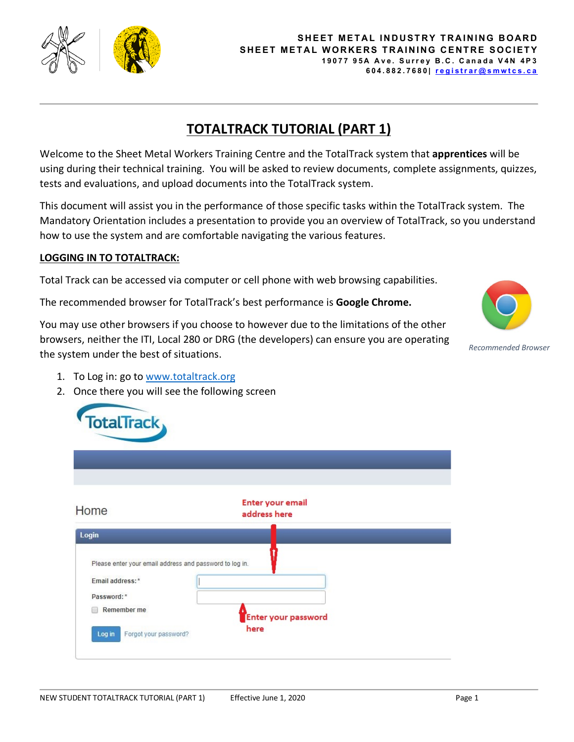**SHEET METAL INDUSTRY TRAINING BOARD**
**SHEET METAL WORKERS TRAINING CENTRE SOCIETY**
**19077 95A Ave. Surrey B.C. Canada V4N 4P3**
**604.882.7680| registrar@smwtcs.ca**

# TOTALTRACK TUTORIAL (PART 1)

Welcome to the Sheet Metal Workers Training Centre and the TotalTrack system that **apprentices** will be using during their technical training. You will be asked to review documents, complete assignments, quizzes, tests and evaluations, and upload documents into the TotalTrack system.

This document will assist you in the performance of those specific tasks within the TotalTrack system. The Mandatory Orientation includes a presentation to provide you an overview of TotalTrack, so you understand how to use the system and are comfortable navigating the various features.

## LOGGING IN TO TOTALTRACK:

Total Track can be accessed via computer or cell phone with web browsing capabilities.

The recommended browser for TotalTrack's best performance is **Google Chrome.**

You may use other browsers if you choose to however due to the limitations of the other browsers, neither the ITI, Local 280 or DRG (the developers) can ensure you are operating the system under the best of situations.

*Recommended Browser*

1. To Log in: go to www.totaltrack.org
2. Once there you will see the following screen

TotalTrack

Home

Enter your email address here

Login

Please enter your email address and password to log in.

Email address:*

Password:*

Remember me

Enter your password here

Log in    Forgot your password?

NEW STUDENT TOTALTRACK TUTORIAL (PART 1)    Effective June 1, 2020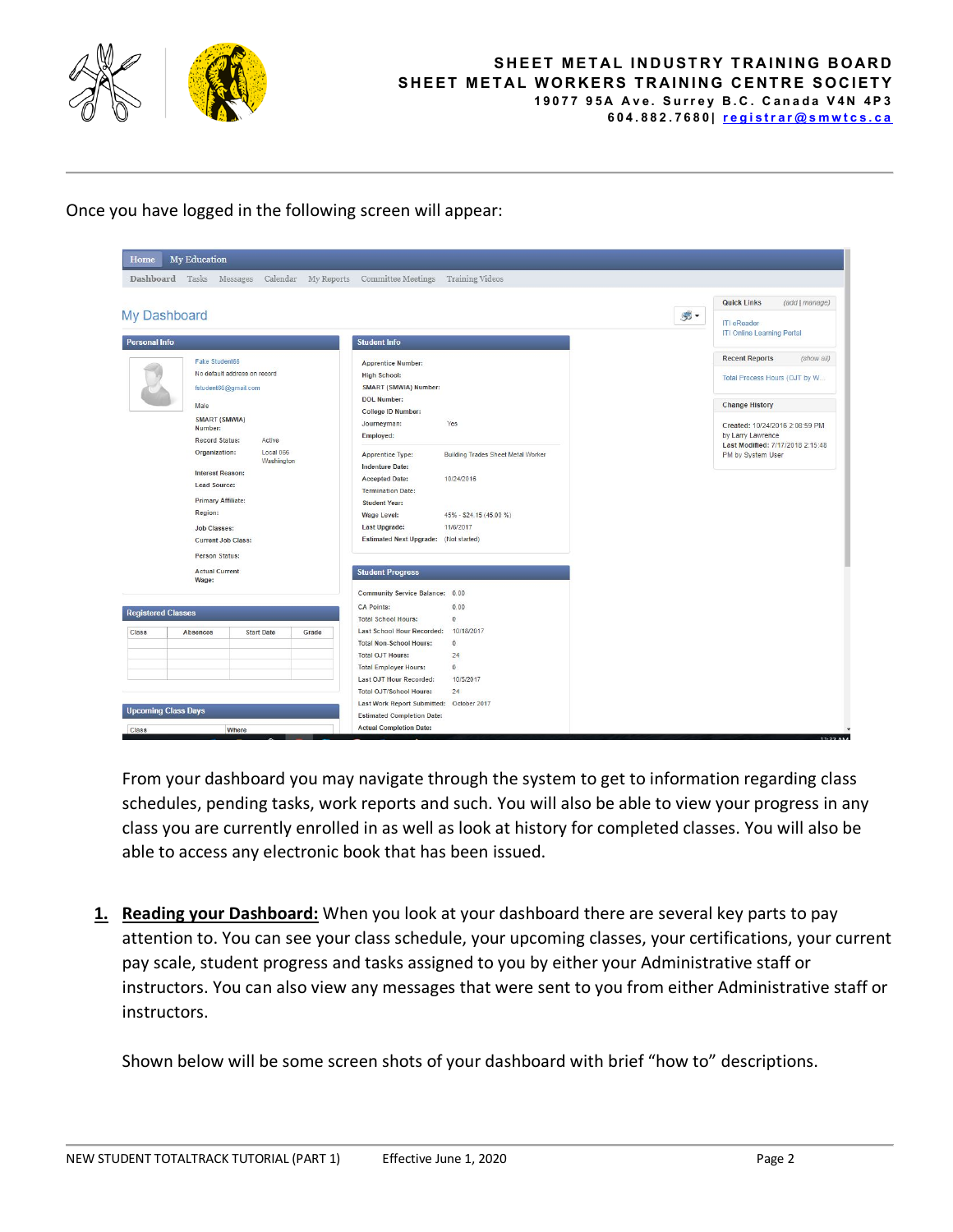Once you have logged in the following screen will appear:

From your dashboard you may navigate through the system to get to information regarding class schedules, pending tasks, work reports and such. You will also be able to view your progress in any class you are currently enrolled in as well as look at history for completed classes. You will also be able to access any electronic book that has been issued.

1. **Reading your Dashboard:** When you look at your dashboard there are several key parts to pay attention to. You can see your class schedule, your upcoming classes, your certifications, your current pay scale, student progress and tasks assigned to you by either your Administrative staff or instructors. You can also view any messages that were sent to you from either Administrative staff or instructors.

   Shown below will be some screen shots of your dashboard with brief "how to" descriptions.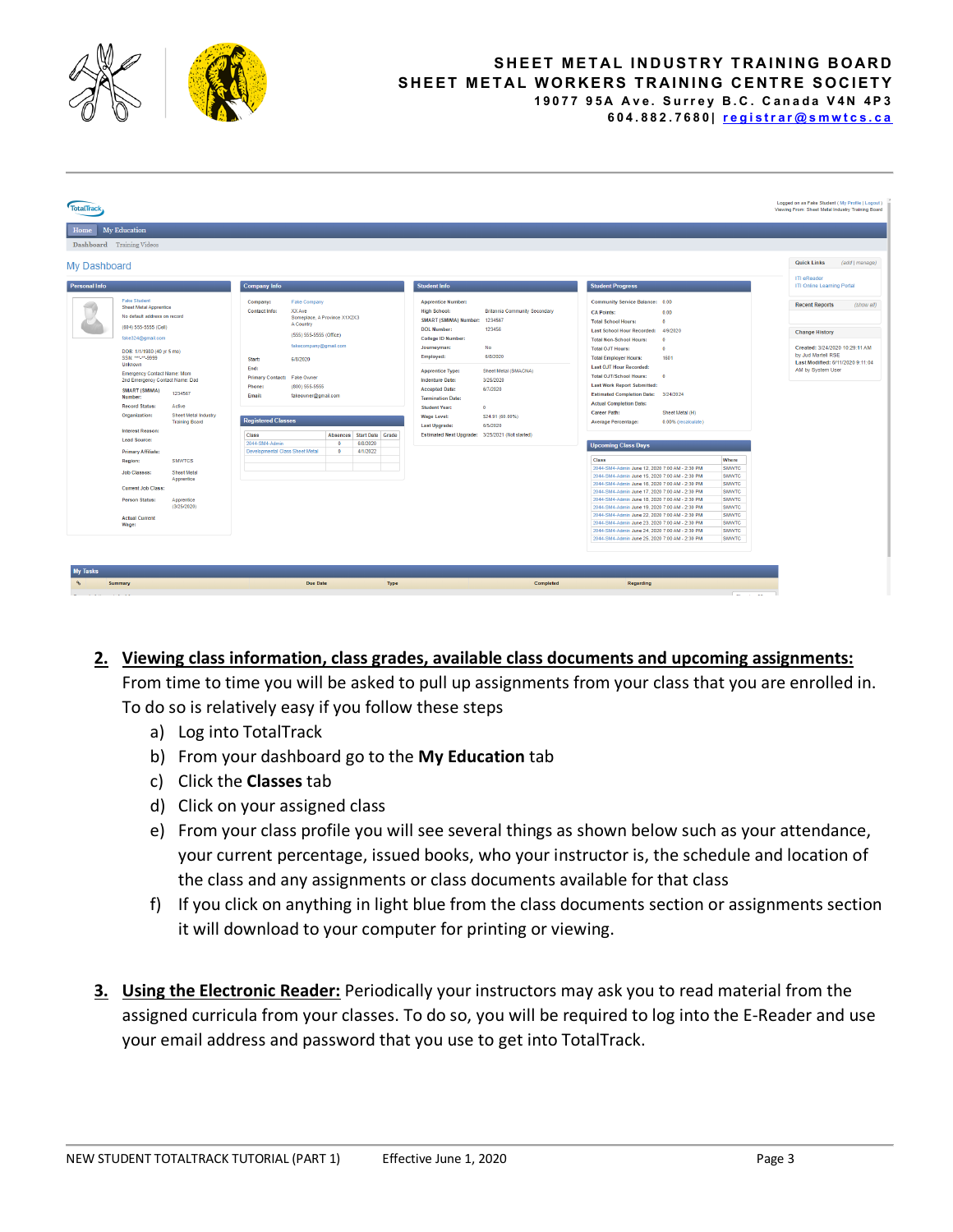2. **Viewing class information, class grades, available class documents and upcoming assignments:** From time to time you will be asked to pull up assignments from your class that you are enrolled in. To do so is relatively easy if you follow these steps
   a) Log into TotalTrack
   b) From your dashboard go to the **My Education** tab
   c) Click the **Classes** tab
   d) Click on your assigned class
   e) From your class profile you will see several things as shown below such as your attendance, your current percentage, issued books, who your instructor is, the schedule and location of the class and any assignments or class documents available for that class
   f) If you click on anything in light blue from the class documents section or assignments section it will download to your computer for printing or viewing.

3. **Using the Electronic Reader:** Periodically your instructors may ask you to read material from the assigned curricula from your classes. To do so, you will be required to log into the E-Reader and use your email address and password that you use to get into TotalTrack.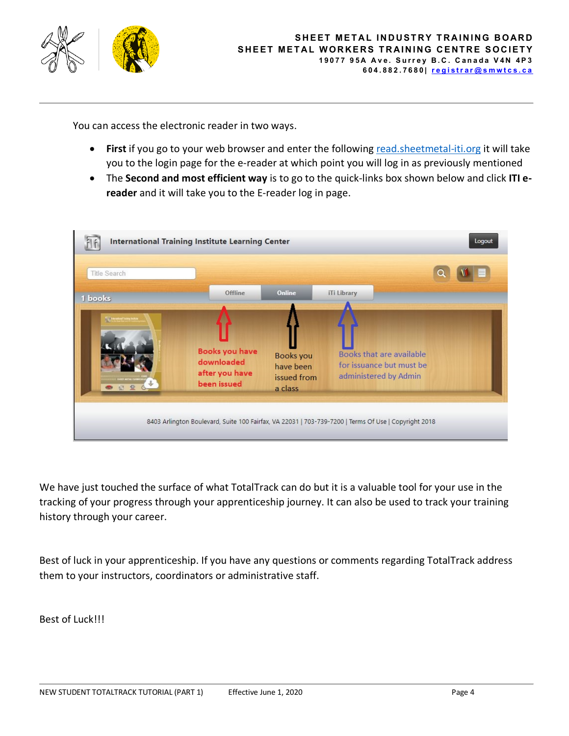You can access the electronic reader in two ways.

- **First** if you go to your web browser and enter the following [read.sheetmetal-iti.org](read.sheetmetal-iti.org) it will take you to the login page for the e-reader at which point you will log in as previously mentioned
- The **Second and most efficient way** is to go to the quick-links box shown below and click **ITI e-reader** and it will take you to the E-reader log in page.

International Training Institute Learning Center

Logout

Title Search

1 books

Offline

Online

iTi Library

Books you have downloaded after you have been issued

Books you have been issued from a class

Books that are available for issuance but must be administered by Admin

8403 Arlington Boulevard, Suite 100 Fairfax, VA 22031 | 703-739-7200 | Terms Of Use | Copyright 2018

We have just touched the surface of what TotalTrack can do but it is a valuable tool for your use in the tracking of your progress through your apprenticeship journey. It can also be used to track your training history through your career.

Best of luck in your apprenticeship. If you have any questions or comments regarding TotalTrack address them to your instructors, coordinators or administrative staff.

Best of Luck!!!